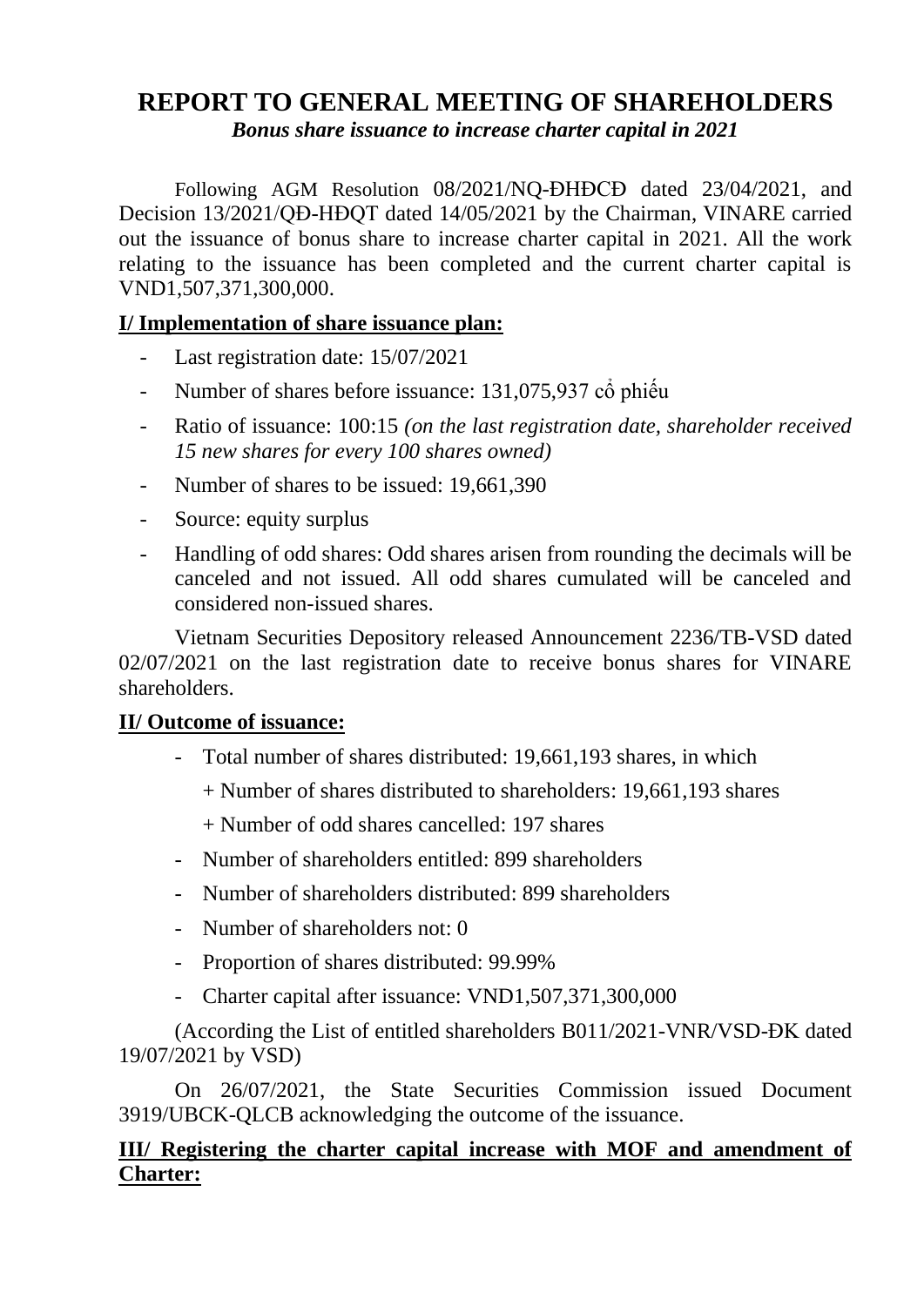# REPORT TO GENERAL MEETING OF SHAREHOLDERS

***Bonus share issuance to increase charter capital in 2021***

Following AGM Resolution 08/2021/NQ-ĐHĐCĐ dated 23/04/2021, and Decision 13/2021/QĐ-HĐQT dated 14/05/2021 by the Chairman, VINARE carried out the issuance of bonus share to increase charter capital in 2021. All the work relating to the issuance has been completed and the current charter capital is VND1,507,371,300,000.

## I/ Implementation of share issuance plan:

- Last registration date: 15/07/2021
- Number of shares before issuance: 131,075,937 cổ phiếu
- Ratio of issuance: 100:15 *(on the last registration date, shareholder received 15 new shares for every 100 shares owned)*
- Number of shares to be issued: 19,661,390
- Source: equity surplus
- Handling of odd shares: Odd shares arisen from rounding the decimals will be canceled and not issued. All odd shares cumulated will be canceled and considered non-issued shares.

Vietnam Securities Depository released Announcement 2236/TB-VSD dated 02/07/2021 on the last registration date to receive bonus shares for VINARE shareholders.

## II/ Outcome of issuance:

- Total number of shares distributed: 19,661,193 shares, in which
  + Number of shares distributed to shareholders: 19,661,193 shares
  + Number of odd shares cancelled: 197 shares
- Number of shareholders entitled: 899 shareholders
- Number of shareholders distributed: 899 shareholders
- Number of shareholders not: 0
- Proportion of shares distributed: 99.99%
- Charter capital after issuance: VND1,507,371,300,000

(According the List of entitled shareholders B011/2021-VNR/VSD-ĐK dated 19/07/2021 by VSD)

On 26/07/2021, the State Securities Commission issued Document 3919/UBCK-QLCB acknowledging the outcome of the issuance.

## III/ Registering the charter capital increase with MOF and amendment of Charter: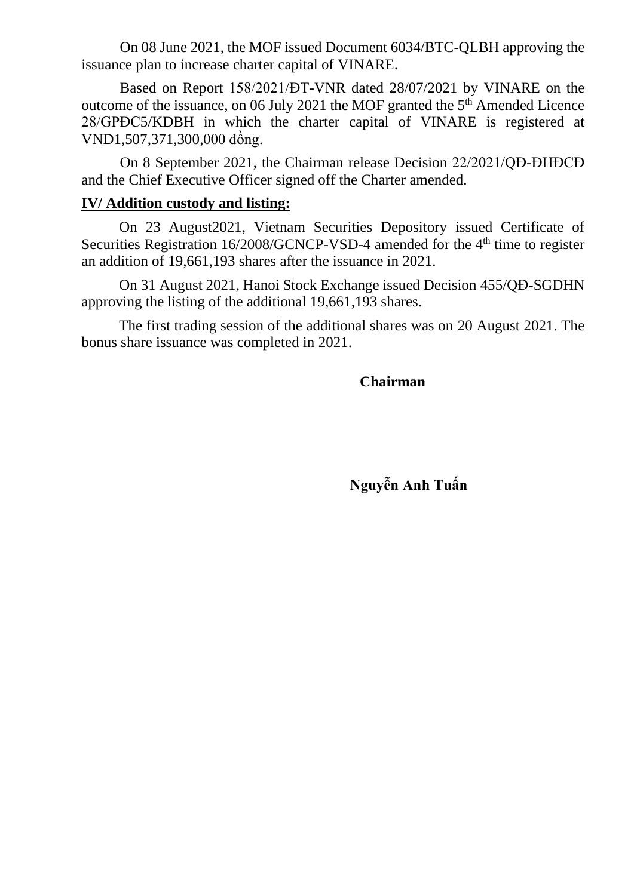On 08 June 2021, the MOF issued Document 6034/BTC-QLBH approving the issuance plan to increase charter capital of VINARE.

Based on Report 158/2021/ĐT-VNR dated 28/07/2021 by VINARE on the outcome of the issuance, on 06 July 2021 the MOF granted the 5th Amended Licence 28/GPĐC5/KDBH in which the charter capital of VINARE is registered at VND1,507,371,300,000 đồng.

On 8 September 2021, the Chairman release Decision 22/2021/QĐ-ĐHĐCĐ and the Chief Executive Officer signed off the Charter amended.

**IV/ Addition custody and listing:**

On 23 August2021, Vietnam Securities Depository issued Certificate of Securities Registration 16/2008/GCNCP-VSD-4 amended for the 4th time to register an addition of 19,661,193 shares after the issuance in 2021.

On 31 August 2021, Hanoi Stock Exchange issued Decision 455/QĐ-SGDHN approving the listing of the additional 19,661,193 shares.

The first trading session of the additional shares was on 20 August 2021. The bonus share issuance was completed in 2021.

**Chairman**

**Nguyễn Anh Tuấn**